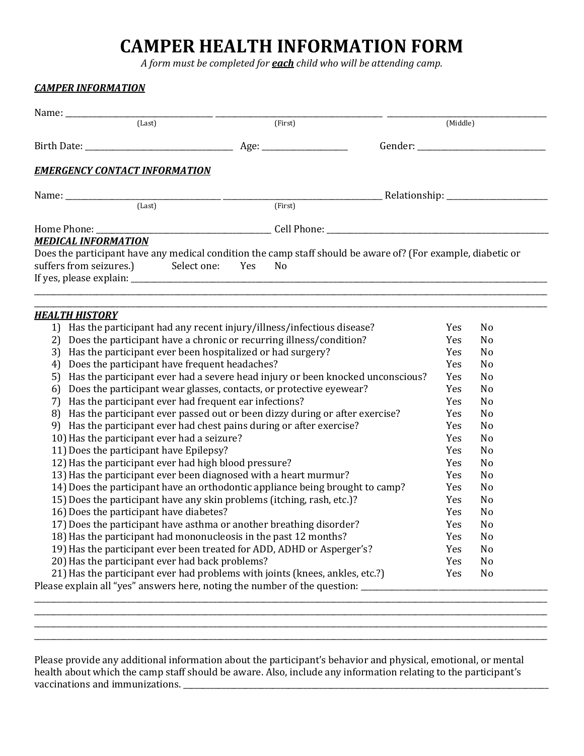# CAMPER HEALTH INFORMATION FORM

*A form must be completed for **each** child who will be attending camp.*

***CAMPER INFORMATION***

Name: ______________________ ______________________ ______________________
(Last) (First) (Middle)

Birth Date: ______________________ Age: ____________ Gender: ______________________

***EMERGENCY CONTACT INFORMATION***

Name: ______________________ ______________________ Relationship: ______________
(Last) (First)

Home Phone: ______________________ Cell Phone: ______________________

***MEDICAL INFORMATION***

Does the participant have any medical condition the camp staff should be aware of? (For example, diabetic or suffers from seizures.) Select one: Yes No

If yes, please explain: ____________________________________________________________

________________________________________________________________________________

________________________________________________________________________________

***HEALTH HISTORY***

| | Question | | |
|---|---|---|---|
| 1) | Has the participant had any recent injury/illness/infectious disease? | Yes | No |
| 2) | Does the participant have a chronic or recurring illness/condition? | Yes | No |
| 3) | Has the participant ever been hospitalized or had surgery? | Yes | No |
| 4) | Does the participant have frequent headaches? | Yes | No |
| 5) | Has the participant ever had a severe head injury or been knocked unconscious? | Yes | No |
| 6) | Does the participant wear glasses, contacts, or protective eyewear? | Yes | No |
| 7) | Has the participant ever had frequent ear infections? | Yes | No |
| 8) | Has the participant ever passed out or been dizzy during or after exercise? | Yes | No |
| 9) | Has the participant ever had chest pains during or after exercise? | Yes | No |
| 10) | Has the participant ever had a seizure? | Yes | No |
| 11) | Does the participant have Epilepsy? | Yes | No |
| 12) | Has the participant ever had high blood pressure? | Yes | No |
| 13) | Has the participant ever been diagnosed with a heart murmur? | Yes | No |
| 14) | Does the participant have an orthodontic appliance being brought to camp? | Yes | No |
| 15) | Does the participant have any skin problems (itching, rash, etc.)? | Yes | No |
| 16) | Does the participant have diabetes? | Yes | No |
| 17) | Does the participant have asthma or another breathing disorder? | Yes | No |
| 18) | Has the participant had mononucleosis in the past 12 months? | Yes | No |
| 19) | Has the participant ever been treated for ADD, ADHD or Asperger's? | Yes | No |
| 20) | Has the participant ever had back problems? | Yes | No |
| 21) | Has the participant ever had problems with joints (knees, ankles, etc.?) | Yes | No |

Please explain all "yes" answers here, noting the number of the question: ______________________

________________________________________________________________________________

________________________________________________________________________________

________________________________________________________________________________

________________________________________________________________________________

Please provide any additional information about the participant's behavior and physical, emotional, or mental health about which the camp staff should be aware. Also, include any information relating to the participant's vaccinations and immunizations. ______________________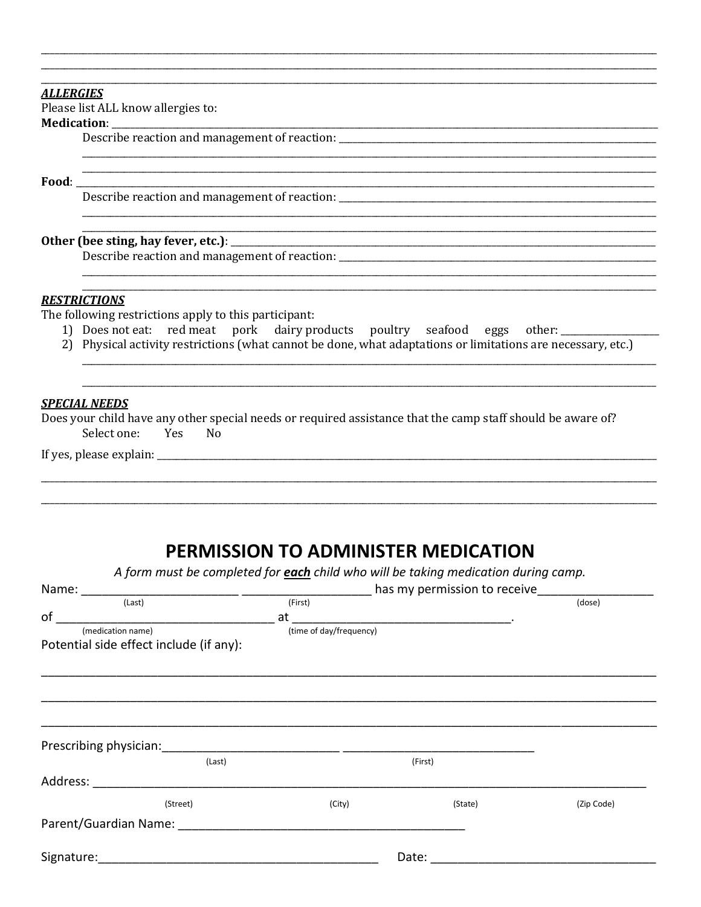___________________________________________________________________________________________________

___________________________________________________________________________________________________

___________________________________________________________________________________________________

***ALLERGIES***

Please list ALL know allergies to:

**Medication**: ____________________________________________________________________________

Describe reaction and management of reaction: ________________________________________________

___________________________________________________________________________________

___________________________________________________________________________________

**Food**: ________________________________________________________________________________

Describe reaction and management of reaction: ________________________________________________

___________________________________________________________________________________

___________________________________________________________________________________

**Other (bee sting, hay fever, etc.)**: _______________________________________________________

Describe reaction and management of reaction: ________________________________________________

___________________________________________________________________________________

___________________________________________________________________________________

***RESTRICTIONS***

The following restrictions apply to this participant:

1) Does not eat: red meat pork dairy products poultry seafood eggs other: ___________________
2) Physical activity restrictions (what cannot be done, what adaptations or limitations are necessary, etc.)

___________________________________________________________________________________

___________________________________________________________________________________

***SPECIAL NEEDS***

Does your child have any other special needs or required assistance that the camp staff should be aware of?

Select one: Yes No

If yes, please explain: _____________________________________________________________________

___________________________________________________________________________________________________

___________________________________________________________________________________________________

# PERMISSION TO ADMINISTER MEDICATION

*A form must be completed for* ***each*** *child who will be taking medication during camp.*

Name: ________________________ (Last) ____________________ (First) has my permission to receive__________________ (dose)

of _________________________________ (medication name) at _________________________________ (time of day/frequency).

Potential side effect include (if any):

___________________________________________________________________________________________________

___________________________________________________________________________________________________

___________________________________________________________________________________________________

Prescribing physician:___________________________ (Last) _____________________________ (First)

Address: ______________________________________________________________________________________

(Street) (City) (State) (Zip Code)

Parent/Guardian Name: ____________________________________________

Signature:__________________________________________ Date: _________________________________